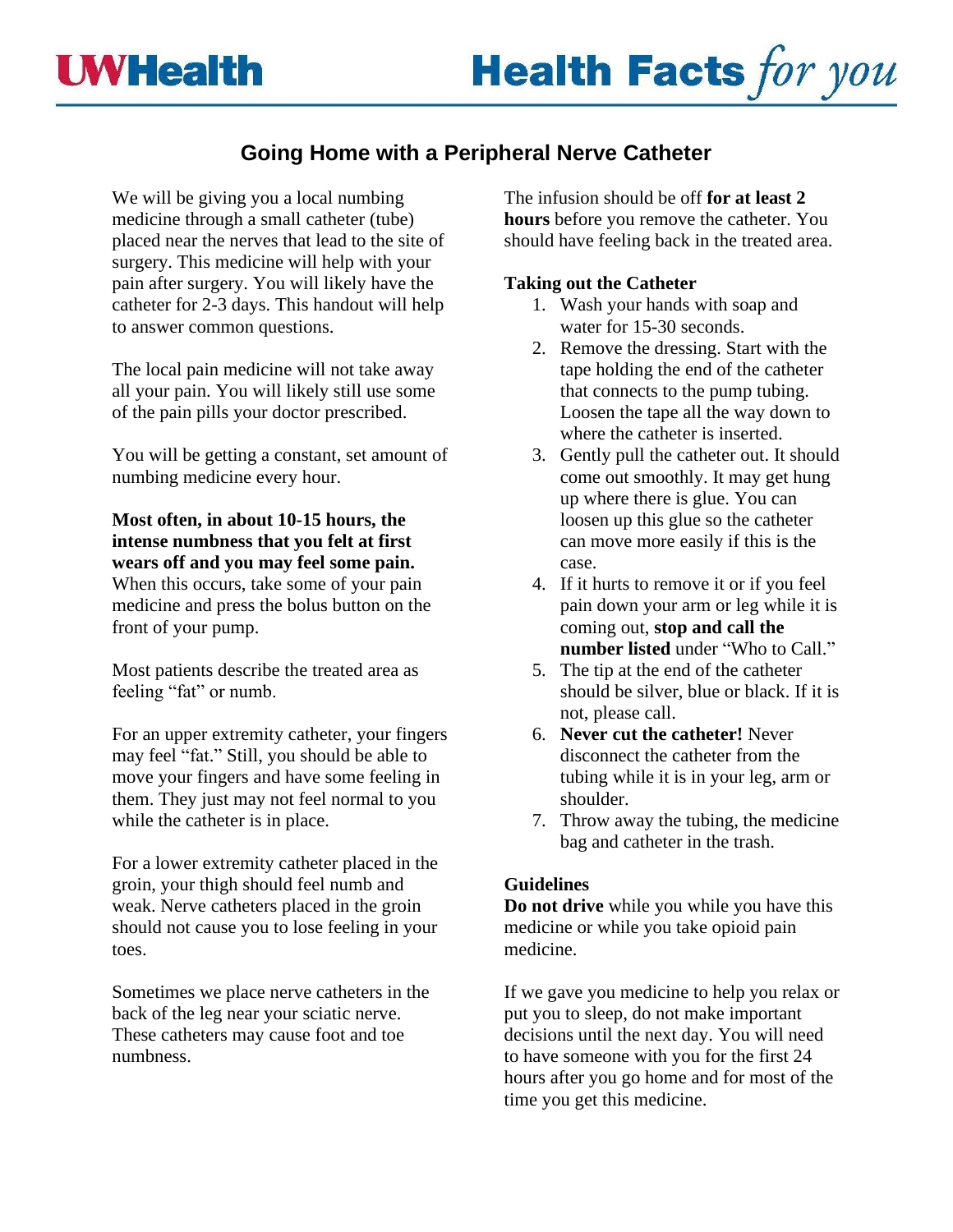# Going Home with a Peripheral Nerve Catheter

We will be giving you a local numbing medicine through a small catheter (tube) placed near the nerves that lead to the site of surgery. This medicine will help with your pain after surgery. You will likely have the catheter for 2-3 days. This handout will help to answer common questions.

The local pain medicine will not take away all your pain. You will likely still use some of the pain pills your doctor prescribed.

You will be getting a constant, set amount of numbing medicine every hour.

**Most often, in about 10-15 hours, the intense numbness that you felt at first wears off and you may feel some pain.** When this occurs, take some of your pain medicine and press the bolus button on the front of your pump.

Most patients describe the treated area as feeling "fat" or numb.

For an upper extremity catheter, your fingers may feel "fat." Still, you should be able to move your fingers and have some feeling in them. They just may not feel normal to you while the catheter is in place.

For a lower extremity catheter placed in the groin, your thigh should feel numb and weak. Nerve catheters placed in the groin should not cause you to lose feeling in your toes.

Sometimes we place nerve catheters in the back of the leg near your sciatic nerve. These catheters may cause foot and toe numbness.

The infusion should be off **for at least 2 hours** before you remove the catheter. You should have feeling back in the treated area.

**Taking out the Catheter**

1. Wash your hands with soap and water for 15-30 seconds.
2. Remove the dressing. Start with the tape holding the end of the catheter that connects to the pump tubing. Loosen the tape all the way down to where the catheter is inserted.
3. Gently pull the catheter out. It should come out smoothly. It may get hung up where there is glue. You can loosen up this glue so the catheter can move more easily if this is the case.
4. If it hurts to remove it or if you feel pain down your arm or leg while it is coming out, **stop and call the number listed** under "Who to Call."
5. The tip at the end of the catheter should be silver, blue or black. If it is not, please call.
6. **Never cut the catheter!** Never disconnect the catheter from the tubing while it is in your leg, arm or shoulder.
7. Throw away the tubing, the medicine bag and catheter in the trash.

**Guidelines**

**Do not drive** while you while you have this medicine or while you take opioid pain medicine.

If we gave you medicine to help you relax or put you to sleep, do not make important decisions until the next day. You will need to have someone with you for the first 24 hours after you go home and for most of the time you get this medicine.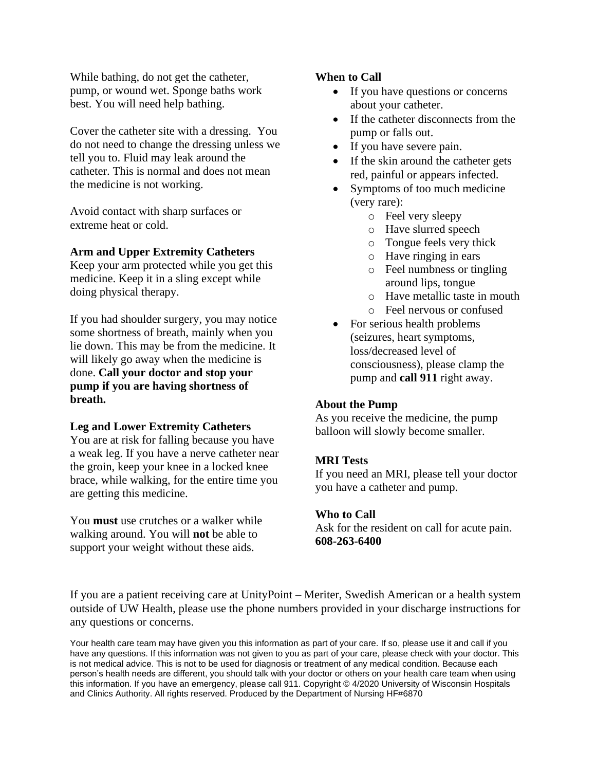While bathing, do not get the catheter, pump, or wound wet. Sponge baths work best. You will need help bathing.

Cover the catheter site with a dressing. You do not need to change the dressing unless we tell you to. Fluid may leak around the catheter. This is normal and does not mean the medicine is not working.

Avoid contact with sharp surfaces or extreme heat or cold.

**Arm and Upper Extremity Catheters**

Keep your arm protected while you get this medicine. Keep it in a sling except while doing physical therapy.

If you had shoulder surgery, you may notice some shortness of breath, mainly when you lie down. This may be from the medicine. It will likely go away when the medicine is done. **Call your doctor and stop your pump if you are having shortness of breath.**

**Leg and Lower Extremity Catheters**

You are at risk for falling because you have a weak leg. If you have a nerve catheter near the groin, keep your knee in a locked knee brace, while walking, for the entire time you are getting this medicine.

You **must** use crutches or a walker while walking around. You will **not** be able to support your weight without these aids.

**When to Call**

- If you have questions or concerns about your catheter.
- If the catheter disconnects from the pump or falls out.
- If you have severe pain.
- If the skin around the catheter gets red, painful or appears infected.
- Symptoms of too much medicine (very rare):
  - Feel very sleepy
  - Have slurred speech
  - Tongue feels very thick
  - Have ringing in ears
  - Feel numbness or tingling around lips, tongue
  - Have metallic taste in mouth
  - Feel nervous or confused
- For serious health problems (seizures, heart symptoms, loss/decreased level of consciousness), please clamp the pump and **call 911** right away.

**About the Pump**

As you receive the medicine, the pump balloon will slowly become smaller.

**MRI Tests**

If you need an MRI, please tell your doctor you have a catheter and pump.

**Who to Call**

Ask for the resident on call for acute pain.
**608-263-6400**

If you are a patient receiving care at UnityPoint – Meriter, Swedish American or a health system outside of UW Health, please use the phone numbers provided in your discharge instructions for any questions or concerns.

Your health care team may have given you this information as part of your care. If so, please use it and call if you have any questions. If this information was not given to you as part of your care, please check with your doctor. This is not medical advice. This is not to be used for diagnosis or treatment of any medical condition. Because each person's health needs are different, you should talk with your doctor or others on your health care team when using this information. If you have an emergency, please call 911. Copyright © 4/2020 University of Wisconsin Hospitals and Clinics Authority. All rights reserved. Produced by the Department of Nursing HF#6870